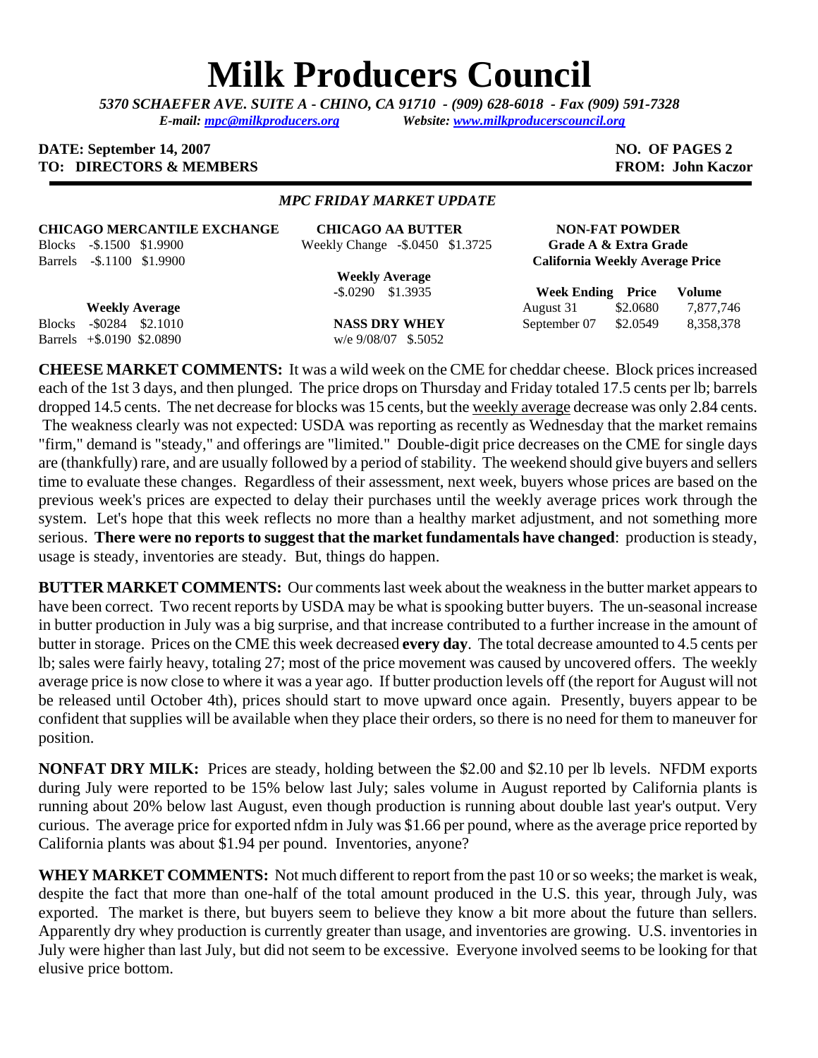# Milk Producers Council

*5370 SCHAEFER AVE. SUITE A - CHINO, CA 91710 - (909) 628-6018 - Fax (909) 591-7328*
*E-mail: mpc@milkproducers.org Website: www.milkproducerscouncil.org*

**DATE: September 14, 2007** **NO. OF PAGES 2**
**TO: DIRECTORS & MEMBERS** **FROM: John Kaczor**

---

*MPC FRIDAY MARKET UPDATE*

**CHICAGO MERCANTILE EXCHANGE**

Blocks -\$.1500 \$1.9900
Barrels -\$.1100 \$1.9900

**Weekly Average**

Blocks -\$0284 \$2.1010
Barrels +\$.0190 \$2.0890

**CHICAGO AA BUTTER**

Weekly Change -\$.0450 \$1.3725

**Weekly Average**

-\$.0290 \$1.3935

**NASS DRY WHEY**

w/e 9/08/07 \$.5052

**NON-FAT POWDER**
**Grade A & Extra Grade**
**California Weekly Average Price**

| Week Ending | Price | Volume |
|---|---|---|
| August 31 | \$2.0680 | 7,877,746 |
| September 07 | \$2.0549 | 8,358,378 |

**CHEESE MARKET COMMENTS:** It was a wild week on the CME for cheddar cheese. Block prices increased each of the 1st 3 days, and then plunged. The price drops on Thursday and Friday totaled 17.5 cents per lb; barrels dropped 14.5 cents. The net decrease for blocks was 15 cents, but the weekly average decrease was only 2.84 cents. The weakness clearly was not expected: USDA was reporting as recently as Wednesday that the market remains "firm," demand is "steady," and offerings are "limited." Double-digit price decreases on the CME for single days are (thankfully) rare, and are usually followed by a period of stability. The weekend should give buyers and sellers time to evaluate these changes. Regardless of their assessment, next week, buyers whose prices are based on the previous week's prices are expected to delay their purchases until the weekly average prices work through the system. Let's hope that this week reflects no more than a healthy market adjustment, and not something more serious. **There were no reports to suggest that the market fundamentals have changed**: production is steady, usage is steady, inventories are steady. But, things do happen.

**BUTTER MARKET COMMENTS:** Our comments last week about the weakness in the butter market appears to have been correct. Two recent reports by USDA may be what is spooking butter buyers. The un-seasonal increase in butter production in July was a big surprise, and that increase contributed to a further increase in the amount of butter in storage. Prices on the CME this week decreased **every day**. The total decrease amounted to 4.5 cents per lb; sales were fairly heavy, totaling 27; most of the price movement was caused by uncovered offers. The weekly average price is now close to where it was a year ago. If butter production levels off (the report for August will not be released until October 4th), prices should start to move upward once again. Presently, buyers appear to be confident that supplies will be available when they place their orders, so there is no need for them to maneuver for position.

**NONFAT DRY MILK:** Prices are steady, holding between the \$2.00 and \$2.10 per lb levels. NFDM exports during July were reported to be 15% below last July; sales volume in August reported by California plants is running about 20% below last August, even though production is running about double last year's output. Very curious. The average price for exported nfdm in July was \$1.66 per pound, where as the average price reported by California plants was about \$1.94 per pound. Inventories, anyone?

**WHEY MARKET COMMENTS:** Not much different to report from the past 10 or so weeks; the market is weak, despite the fact that more than one-half of the total amount produced in the U.S. this year, through July, was exported. The market is there, but buyers seem to believe they know a bit more about the future than sellers. Apparently dry whey production is currently greater than usage, and inventories are growing. U.S. inventories in July were higher than last July, but did not seem to be excessive. Everyone involved seems to be looking for that elusive price bottom.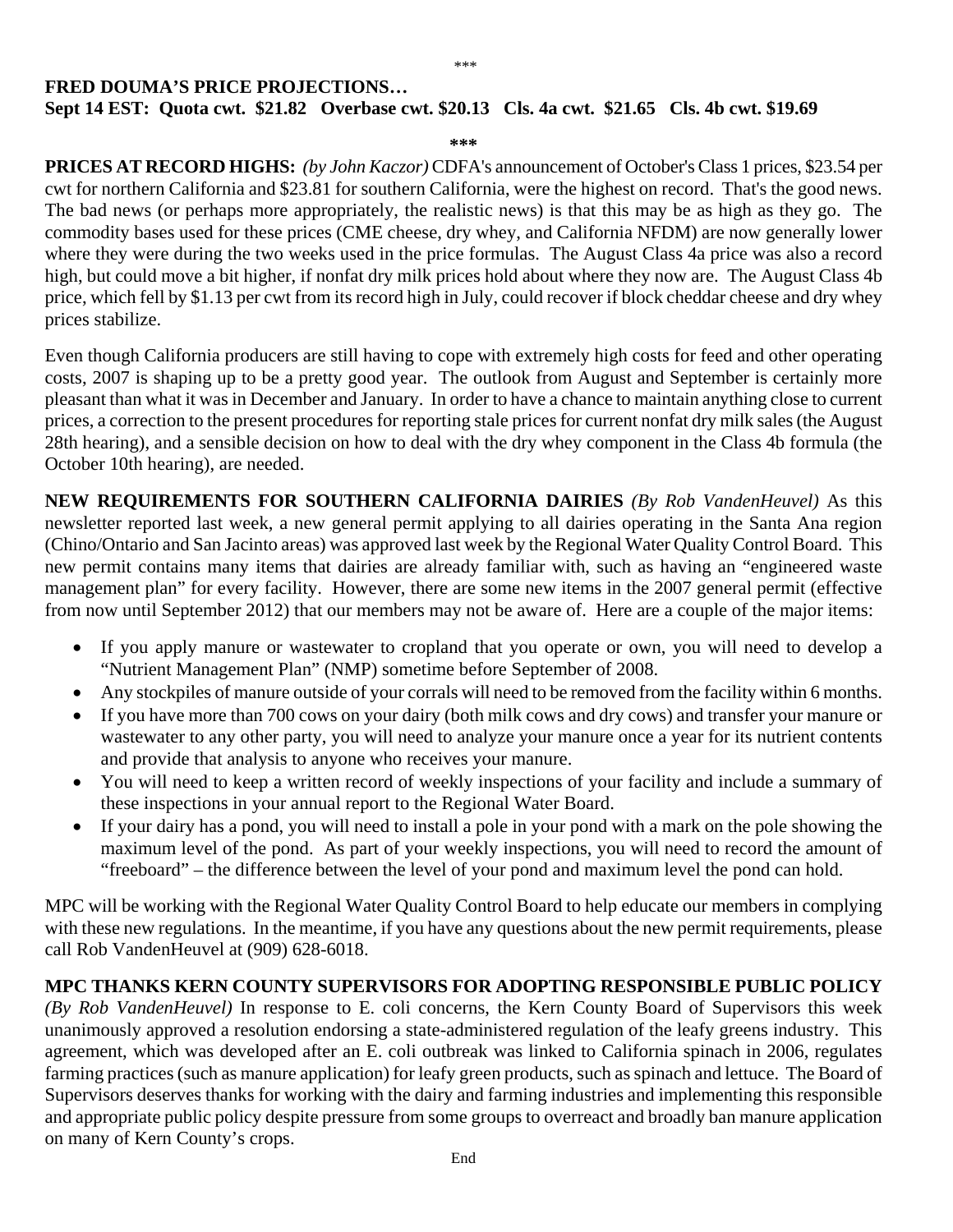\*\*\*

**FRED DOUMA'S PRICE PROJECTIONS…**
**Sept 14 EST: Quota cwt. $21.82 Overbase cwt. $20.13 Cls. 4a cwt. $21.65 Cls. 4b cwt. $19.69**

**\*\*\***

**PRICES AT RECORD HIGHS:** *(by John Kaczor)* CDFA's announcement of October's Class 1 prices, $23.54 per cwt for northern California and $23.81 for southern California, were the highest on record. That's the good news. The bad news (or perhaps more appropriately, the realistic news) is that this may be as high as they go. The commodity bases used for these prices (CME cheese, dry whey, and California NFDM) are now generally lower where they were during the two weeks used in the price formulas. The August Class 4a price was also a record high, but could move a bit higher, if nonfat dry milk prices hold about where they now are. The August Class 4b price, which fell by $1.13 per cwt from its record high in July, could recover if block cheddar cheese and dry whey prices stabilize.

Even though California producers are still having to cope with extremely high costs for feed and other operating costs, 2007 is shaping up to be a pretty good year. The outlook from August and September is certainly more pleasant than what it was in December and January. In order to have a chance to maintain anything close to current prices, a correction to the present procedures for reporting stale prices for current nonfat dry milk sales (the August 28th hearing), and a sensible decision on how to deal with the dry whey component in the Class 4b formula (the October 10th hearing), are needed.

**NEW REQUIREMENTS FOR SOUTHERN CALIFORNIA DAIRIES** *(By Rob VandenHeuvel)* As this newsletter reported last week, a new general permit applying to all dairies operating in the Santa Ana region (Chino/Ontario and San Jacinto areas) was approved last week by the Regional Water Quality Control Board. This new permit contains many items that dairies are already familiar with, such as having an "engineered waste management plan" for every facility. However, there are some new items in the 2007 general permit (effective from now until September 2012) that our members may not be aware of. Here are a couple of the major items:

- If you apply manure or wastewater to cropland that you operate or own, you will need to develop a "Nutrient Management Plan" (NMP) sometime before September of 2008.
- Any stockpiles of manure outside of your corrals will need to be removed from the facility within 6 months.
- If you have more than 700 cows on your dairy (both milk cows and dry cows) and transfer your manure or wastewater to any other party, you will need to analyze your manure once a year for its nutrient contents and provide that analysis to anyone who receives your manure.
- You will need to keep a written record of weekly inspections of your facility and include a summary of these inspections in your annual report to the Regional Water Board.
- If your dairy has a pond, you will need to install a pole in your pond with a mark on the pole showing the maximum level of the pond. As part of your weekly inspections, you will need to record the amount of "freeboard" – the difference between the level of your pond and maximum level the pond can hold.

MPC will be working with the Regional Water Quality Control Board to help educate our members in complying with these new regulations. In the meantime, if you have any questions about the new permit requirements, please call Rob VandenHeuvel at (909) 628-6018.

**MPC THANKS KERN COUNTY SUPERVISORS FOR ADOPTING RESPONSIBLE PUBLIC POLICY** *(By Rob VandenHeuvel)* In response to E. coli concerns, the Kern County Board of Supervisors this week unanimously approved a resolution endorsing a state-administered regulation of the leafy greens industry. This agreement, which was developed after an E. coli outbreak was linked to California spinach in 2006, regulates farming practices (such as manure application) for leafy green products, such as spinach and lettuce. The Board of Supervisors deserves thanks for working with the dairy and farming industries and implementing this responsible and appropriate public policy despite pressure from some groups to overreact and broadly ban manure application on many of Kern County's crops.

End